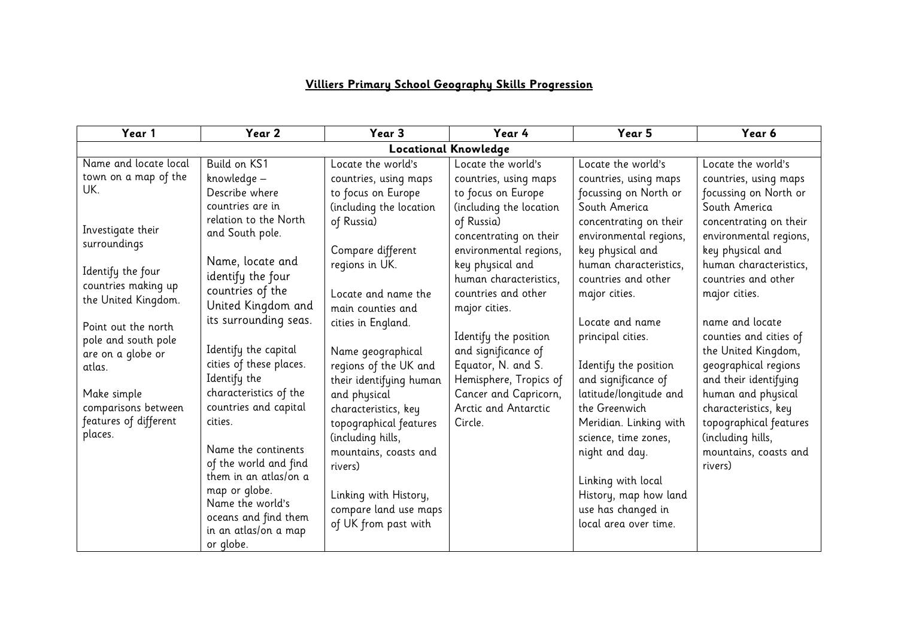# **Villiers Primary School Geography Skills Progression**

| Year 1 | Year 2 | Year 3 | Year 4 | Year 5 | Year 6 |
|---|---|---|---|---|---|
| **Locational Knowledge** | | | | | |
| Name and locate local town on a map of the UK.<br><br>Investigate their surroundings<br><br>Identify the four countries making up the United Kingdom.<br><br>Point out the north pole and south pole are on a globe or atlas.<br><br>Make simple comparisons between features of different places. | Build on KS1 knowledge – Describe where countries are in relation to the North and South pole.<br><br>Name, locate and identify the four countries of the United Kingdom and its surrounding seas.<br><br>Identify the capital cities of these places. Identify the characteristics of the countries and capital cities.<br><br>Name the continents of the world and find them in an atlas/on a map or globe. Name the world's oceans and find them in an atlas/on a map or globe. | Locate the world's countries, using maps to focus on Europe (including the location of Russia)<br><br>Compare different regions in UK.<br><br>Locate and name the main counties and cities in England.<br><br>Name geographical regions of the UK and their identifying human and physical characteristics, key topographical features (including hills, mountains, coasts and rivers)<br><br>Linking with History, compare land use maps of UK from past with | Locate the world's countries, using maps to focus on Europe (including the location of Russia) concentrating on their environmental regions, key physical and human characteristics, countries and other major cities.<br><br>Identify the position and significance of Equator, N. and S. Hemisphere, Tropics of Cancer and Capricorn, Arctic and Antarctic Circle. | Locate the world's countries, using maps focussing on North or South America concentrating on their environmental regions, key physical and human characteristics, countries and other major cities.<br><br>Locate and name principal cities.<br><br>Identify the position and significance of latitude/longitude and the Greenwich Meridian. Linking with science, time zones, night and day.<br><br>Linking with local History, map how land use has changed in local area over time. | Locate the world's countries, using maps focussing on North or South America concentrating on their environmental regions, key physical and human characteristics, countries and other major cities.<br><br>name and locate counties and cities of the United Kingdom, geographical regions and their identifying human and physical characteristics, key topographical features (including hills, mountains, coasts and rivers) |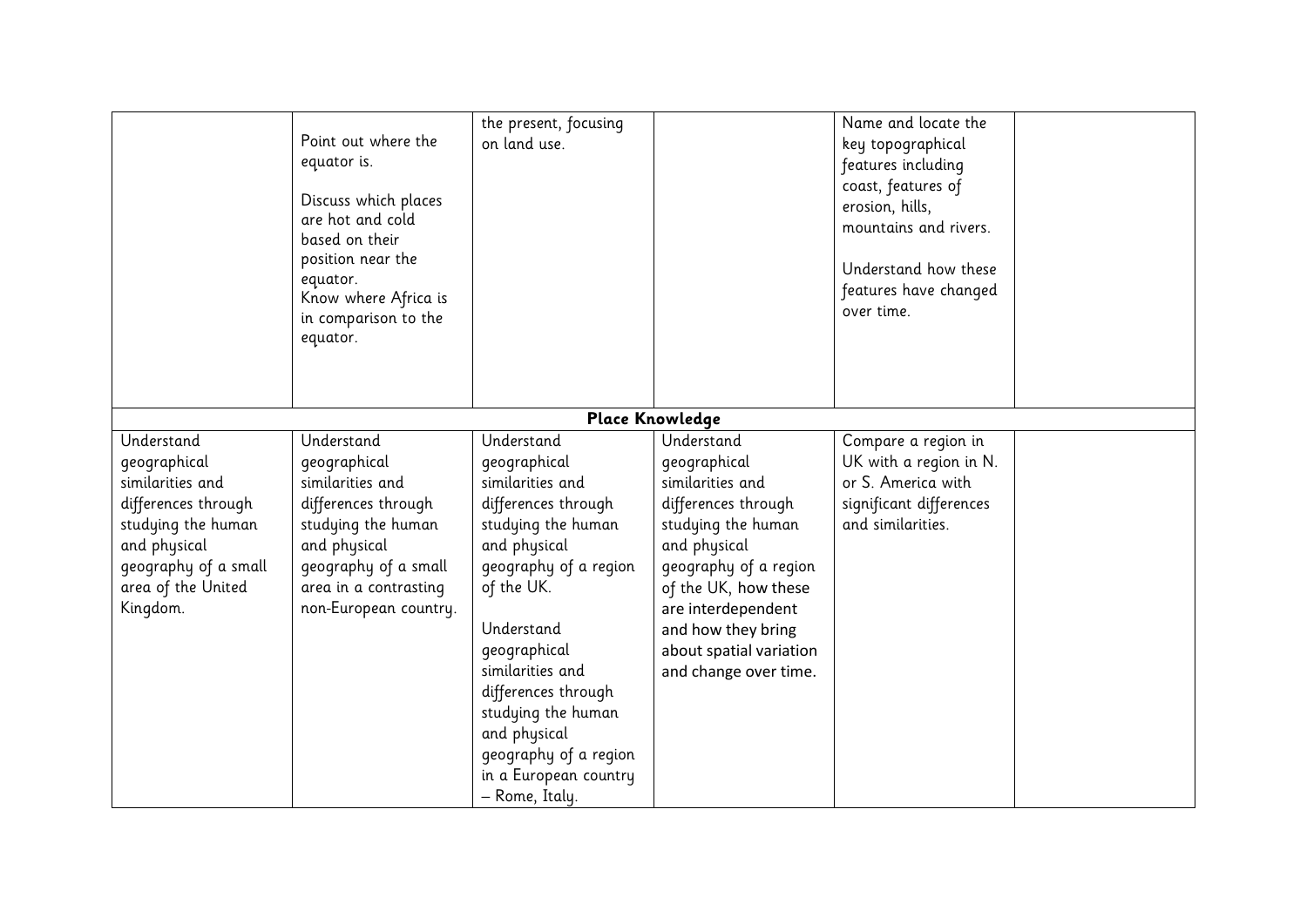|  |  |  |  |  |  |
|---|---|---|---|---|---|
|  | Point out where the equator is.<br><br>Discuss which places are hot and cold based on their position near the equator.<br>Know where Africa is in comparison to the equator. | the present, focusing on land use. |  | Name and locate the key topographical features including coast, features of erosion, hills, mountains and rivers.<br><br>Understand how these features have changed over time. |  |
| **Place Knowledge** |  |  |  |  |  |
| Understand geographical similarities and differences through studying the human and physical geography of a small area of the United Kingdom. | Understand geographical similarities and differences through studying the human and physical geography of a small area in a contrasting non-European country. | Understand geographical similarities and differences through studying the human and physical geography of a region of the UK.<br><br>Understand geographical similarities and differences through studying the human and physical geography of a region in a European country – Rome, Italy. | Understand geographical similarities and differences through studying the human and physical geography of a region of the UK, how these are interdependent and how they bring about spatial variation and change over time. | Compare a region in UK with a region in N. or S. America with significant differences and similarities. |  |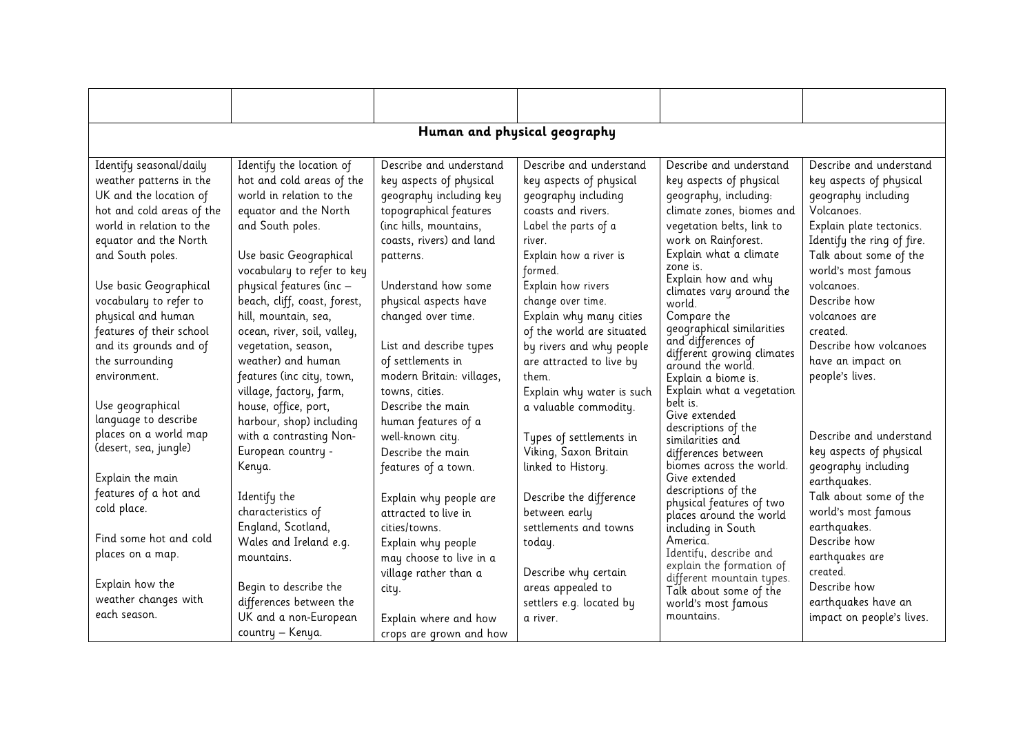| | | | | | |
|---|---|---|---|---|---|
| **Human and physical geography** | | | | | |
| Identify seasonal/daily weather patterns in the UK and the location of hot and cold areas of the world in relation to the equator and the North and South poles.<br><br>Use basic Geographical vocabulary to refer to physical and human features of their school and its grounds and of the surrounding environment.<br><br>Use geographical language to describe places on a world map (desert, sea, jungle)<br><br>Explain the main features of a hot and cold place.<br><br>Find some hot and cold places on a map.<br><br>Explain how the weather changes with each season. | Identify the location of hot and cold areas of the world in relation to the equator and the North and South poles.<br><br>Use basic Geographical vocabulary to refer to key physical features (inc – beach, cliff, coast, forest, hill, mountain, sea, ocean, river, soil, valley, vegetation, season, weather) and human features (inc city, town, village, factory, farm, house, office, port, harbour, shop) including with a contrasting Non-European country - Kenya.<br><br>Identify the characteristics of England, Scotland, Wales and Ireland e.g. mountains.<br><br>Begin to describe the differences between the UK and a non-European country – Kenya. | Describe and understand key aspects of physical geography including key topographical features (inc hills, mountains, coasts, rivers) and land patterns.<br><br>Understand how some physical aspects have changed over time.<br><br>List and describe types of settlements in modern Britain: villages, towns, cities.<br>Describe the main human features of a well-known city.<br>Describe the main features of a town.<br><br>Explain why people are attracted to live in cities/towns.<br>Explain why people may choose to live in a village rather than a city.<br><br>Explain where and how crops are grown and how | Describe and understand key aspects of physical geography including coasts and rivers.<br>Label the parts of a river.<br>Explain how a river is formed.<br>Explain how rivers change over time.<br>Explain why many cities of the world are situated by rivers and why people are attracted to live by them.<br>Explain why water is such a valuable commodity.<br><br>Types of settlements in Viking, Saxon Britain linked to History.<br><br>Describe the difference between early settlements and towns today.<br><br>Describe why certain areas appealed to settlers e.g. located by a river. | Describe and understand key aspects of physical geography, including: climate zones, biomes and vegetation belts, link to work on Rainforest.<br>Explain what a climate zone is.<br>Explain how and why climates vary around the world.<br>Compare the geographical similarities and differences of different growing climates around the world.<br>Explain a biome is.<br>Explain what a vegetation belt is.<br>Give extended descriptions of the similarities and differences between biomes across the world.<br>Give extended descriptions of the physical features of two places around the world including in South America.<br>Identify, describe and explain the formation of different mountain types.<br>Talk about some of the world's most famous mountains. | Describe and understand key aspects of physical geography including Volcanoes.<br>Explain plate tectonics.<br>Identify the ring of fire.<br>Talk about some of the world's most famous volcanoes.<br>Describe how volcanoes are created.<br>Describe how volcanoes have an impact on people's lives.<br><br>Describe and understand key aspects of physical geography including earthquakes.<br>Talk about some of the world's most famous earthquakes.<br>Describe how earthquakes are created.<br>Describe how earthquakes have an impact on people's lives. |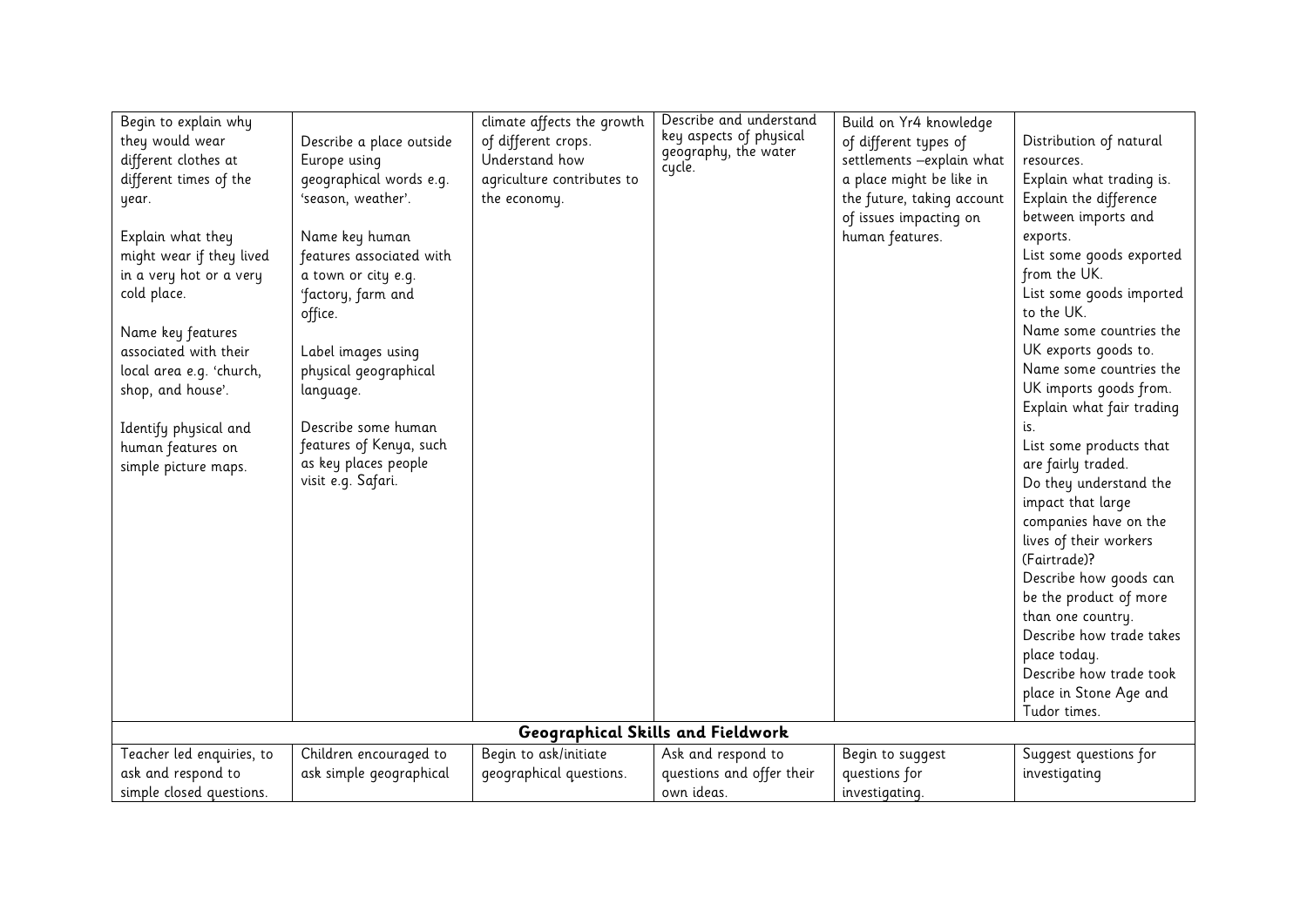| | | | | | |
|---|---|---|---|---|---|
| Begin to explain why they would wear different clothes at different times of the year.<br><br>Explain what they might wear if they lived in a very hot or a very cold place.<br><br>Name key features associated with their local area e.g. 'church, shop, and house'.<br><br>Identify physical and human features on simple picture maps. | Describe a place outside Europe using geographical words e.g. 'season, weather'.<br><br>Name key human features associated with a town or city e.g. 'factory, farm and office.<br><br>Label images using physical geographical language.<br><br>Describe some human features of Kenya, such as key places people visit e.g. Safari. | climate affects the growth of different crops.<br>Understand how agriculture contributes to the economy. | Describe and understand key aspects of physical geography, the water cycle. | Build on Yr4 knowledge of different types of settlements –explain what a place might be like in the future, taking account of issues impacting on human features. | Distribution of natural resources.<br>Explain what trading is.<br>Explain the difference between imports and exports.<br>List some goods exported from the UK.<br>List some goods imported to the UK.<br>Name some countries the UK exports goods to.<br>Name some countries the UK imports goods from.<br>Explain what fair trading is.<br>List some products that are fairly traded.<br>Do they understand the impact that large companies have on the lives of their workers (Fairtrade)?<br>Describe how goods can be the product of more than one country.<br>Describe how trade takes place today.<br>Describe how trade took place in Stone Age and Tudor times. |
| **Geographical Skills and Fieldwork** | | | | | |
| Teacher led enquiries, to ask and respond to simple closed questions. | Children encouraged to ask simple geographical | Begin to ask/initiate geographical questions. | Ask and respond to questions and offer their own ideas. | Begin to suggest questions for investigating. | Suggest questions for investigating |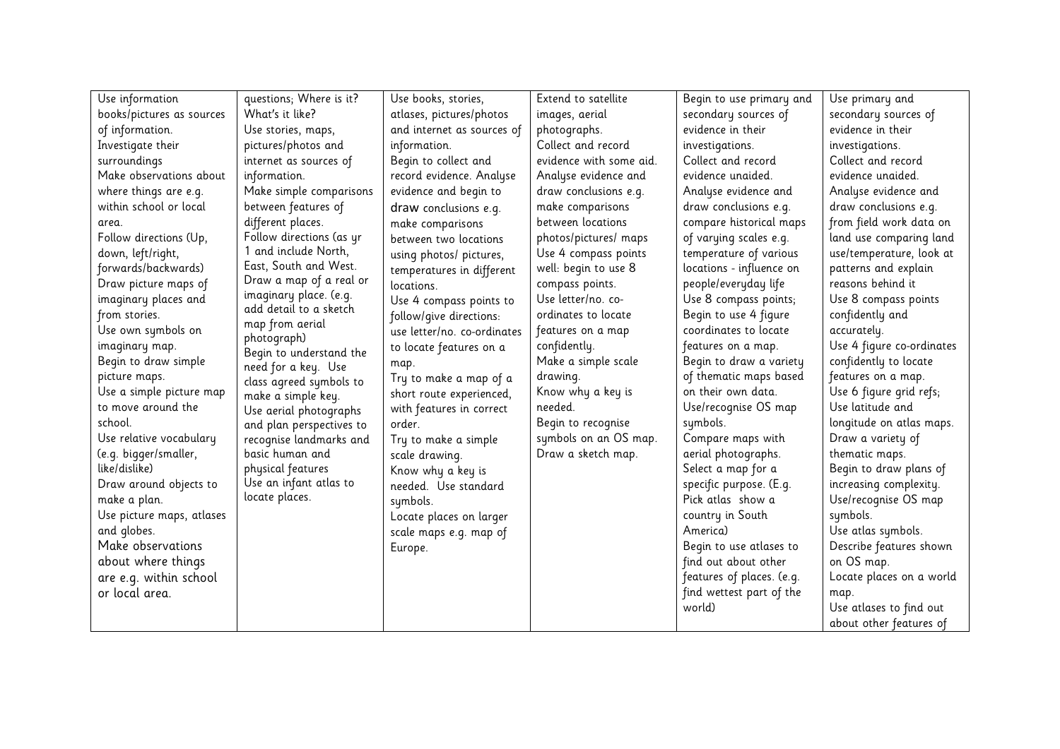| | | | | | |
|---|---|---|---|---|---|
| Use information books/pictures as sources of information.<br>Investigate their surroundings<br>Make observations about where things are e.g. within school or local area.<br>Follow directions (Up, down, left/right, forwards/backwards)<br>Draw picture maps of imaginary places and from stories.<br>Use own symbols on imaginary map.<br>Begin to draw simple picture maps.<br>Use a simple picture map to move around the school.<br>Use relative vocabulary (e.g. bigger/smaller, like/dislike)<br>Draw around objects to make a plan.<br>Use picture maps, atlases and globes.<br>Make observations about where things are e.g. within school or local area. | questions; Where is it? What's it like?<br>Use stories, maps, pictures/photos and internet as sources of information.<br>Make simple comparisons between features of different places.<br>Follow directions (as yr 1 and include North, East, South and West.<br>Draw a map of a real or imaginary place. (e.g. add detail to a sketch map from aerial photograph)<br>Begin to understand the need for a key. Use class agreed symbols to make a simple key.<br>Use aerial photographs and plan perspectives to recognise landmarks and basic human and physical features<br>Use an infant atlas to locate places. | Use books, stories, atlases, pictures/photos and internet as sources of information.<br>Begin to collect and record evidence. Analyse evidence and begin to draw conclusions e.g. make comparisons between two locations using photos/ pictures, temperatures in different locations.<br>Use 4 compass points to follow/give directions: use letter/no. co-ordinates to locate features on a map.<br>Try to make a map of a short route experienced, with features in correct order.<br>Try to make a simple scale drawing.<br>Know why a key is needed. Use standard symbols.<br>Locate places on larger scale maps e.g. map of Europe. | Extend to satellite images, aerial photographs.<br>Collect and record evidence with some aid.<br>Analyse evidence and draw conclusions e.g. make comparisons between locations photos/pictures/ maps<br>Use 4 compass points well: begin to use 8 compass points.<br>Use letter/no. co-ordinates to locate features on a map confidently.<br>Make a simple scale drawing.<br>Know why a key is needed.<br>Begin to recognise symbols on an OS map.<br>Draw a sketch map. | Begin to use primary and secondary sources of evidence in their investigations.<br>Collect and record evidence unaided.<br>Analyse evidence and draw conclusions e.g. compare historical maps of varying scales e.g. temperature of various locations - influence on people/everyday life<br>Use 8 compass points;<br>Begin to use 4 figure coordinates to locate features on a map.<br>Begin to draw a variety of thematic maps based on their own data.<br>Use/recognise OS map symbols.<br>Compare maps with aerial photographs.<br>Select a map for a specific purpose. (E.g. Pick atlas show a country in South America)<br>Begin to use atlases to find out about other features of places. (e.g. find wettest part of the world) | Use primary and secondary sources of evidence in their investigations.<br>Collect and record evidence unaided.<br>Analyse evidence and draw conclusions e.g. from field work data on land use comparing land use/temperature, look at patterns and explain reasons behind it<br>Use 8 compass points confidently and accurately.<br>Use 4 figure co-ordinates confidently to locate features on a map.<br>Use 6 figure grid refs;<br>Use latitude and longitude on atlas maps.<br>Draw a variety of thematic maps.<br>Begin to draw plans of increasing complexity.<br>Use/recognise OS map symbols.<br>Use atlas symbols.<br>Describe features shown on OS map.<br>Locate places on a world map.<br>Use atlases to find out about other features of |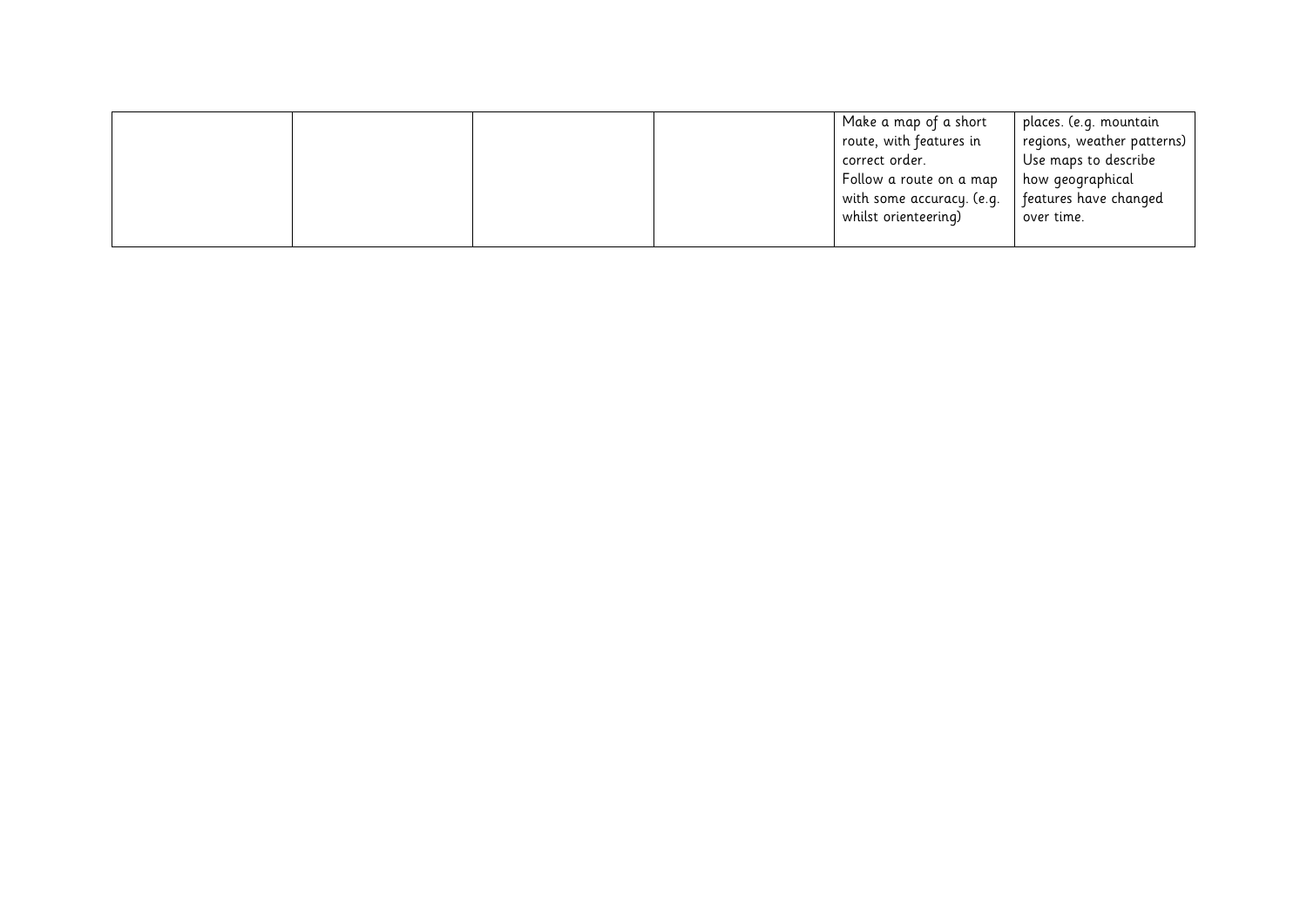| | | | | | |
|---|---|---|---|---|---|
| | | | | Make a map of a short route, with features in correct order.<br>Follow a route on a map with some accuracy. (e.g. whilst orienteering) | places. (e.g. mountain regions, weather patterns)<br>Use maps to describe how geographical features have changed over time. |